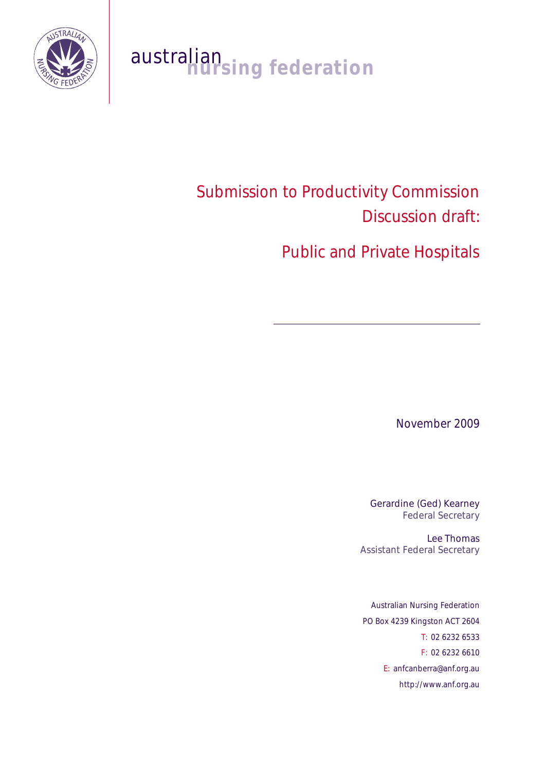australian nursing federation

# Submission to Productivity Commission Discussion draft:

# Public and Private Hospitals

November 2009

Gerardine (Ged) Kearney
Federal Secretary

Lee Thomas
Assistant Federal Secretary

Australian Nursing Federation
PO Box 4239 Kingston ACT 2604
T: 02 6232 6533
F: 02 6232 6610
E: anfcanberra@anf.org.au
http://www.anf.org.au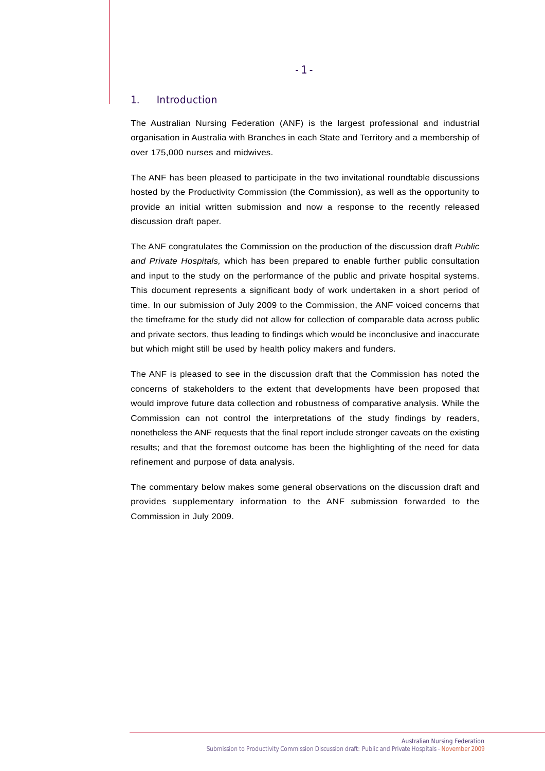## 1. Introduction

The Australian Nursing Federation (ANF) is the largest professional and industrial organisation in Australia with Branches in each State and Territory and a membership of over 175,000 nurses and midwives.

The ANF has been pleased to participate in the two invitational roundtable discussions hosted by the Productivity Commission (the Commission), as well as the opportunity to provide an initial written submission and now a response to the recently released discussion draft paper.

The ANF congratulates the Commission on the production of the discussion draft *Public and Private Hospitals,* which has been prepared to enable further public consultation and input to the study on the performance of the public and private hospital systems. This document represents a significant body of work undertaken in a short period of time. In our submission of July 2009 to the Commission, the ANF voiced concerns that the timeframe for the study did not allow for collection of comparable data across public and private sectors, thus leading to findings which would be inconclusive and inaccurate but which might still be used by health policy makers and funders.

The ANF is pleased to see in the discussion draft that the Commission has noted the concerns of stakeholders to the extent that developments have been proposed that would improve future data collection and robustness of comparative analysis. While the Commission can not control the interpretations of the study findings by readers, nonetheless the ANF requests that the final report include stronger caveats on the existing results; and that the foremost outcome has been the highlighting of the need for data refinement and purpose of data analysis.

The commentary below makes some general observations on the discussion draft and provides supplementary information to the ANF submission forwarded to the Commission in July 2009.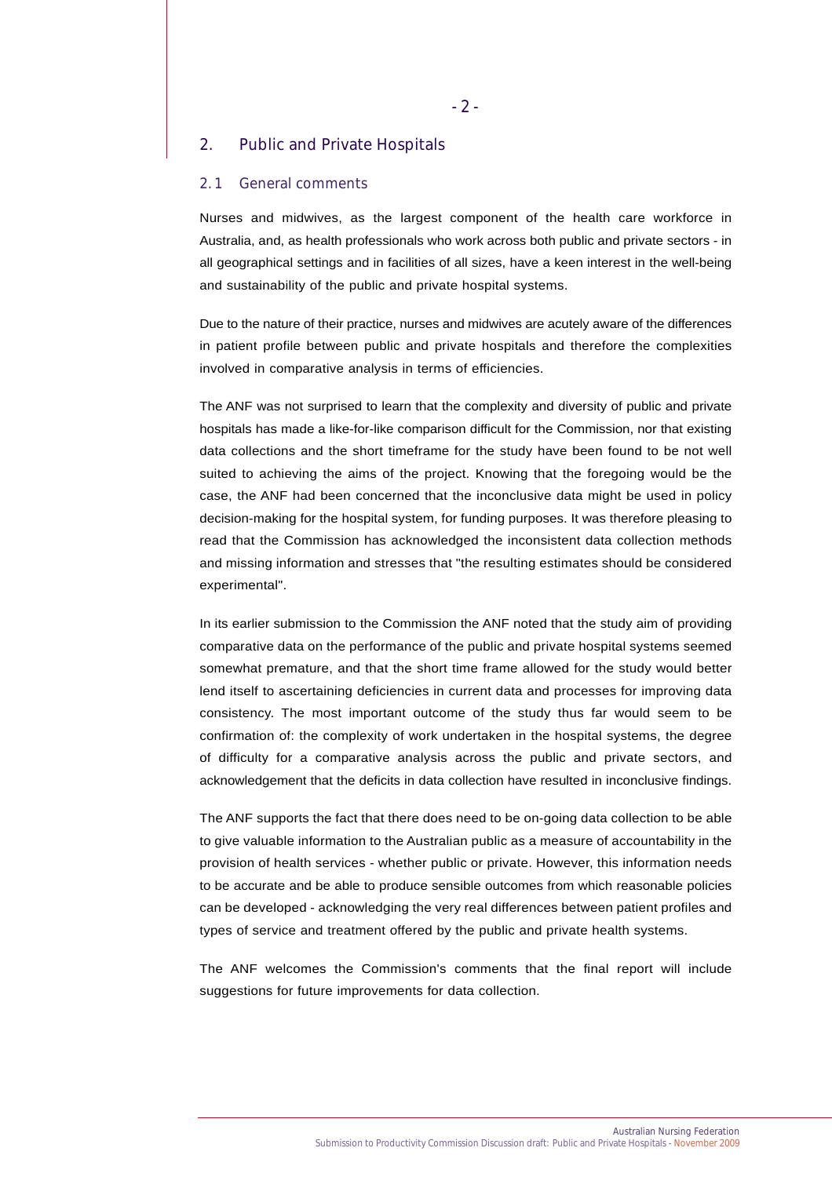## 2. Public and Private Hospitals

### 2.1 General comments

Nurses and midwives, as the largest component of the health care workforce in Australia, and, as health professionals who work across both public and private sectors - in all geographical settings and in facilities of all sizes, have a keen interest in the well-being and sustainability of the public and private hospital systems.

Due to the nature of their practice, nurses and midwives are acutely aware of the differences in patient profile between public and private hospitals and therefore the complexities involved in comparative analysis in terms of efficiencies.

The ANF was not surprised to learn that the complexity and diversity of public and private hospitals has made a like-for-like comparison difficult for the Commission, nor that existing data collections and the short timeframe for the study have been found to be not well suited to achieving the aims of the project. Knowing that the foregoing would be the case, the ANF had been concerned that the inconclusive data might be used in policy decision-making for the hospital system, for funding purposes. It was therefore pleasing to read that the Commission has acknowledged the inconsistent data collection methods and missing information and stresses that "the resulting estimates should be considered experimental".

In its earlier submission to the Commission the ANF noted that the study aim of providing comparative data on the performance of the public and private hospital systems seemed somewhat premature, and that the short time frame allowed for the study would better lend itself to ascertaining deficiencies in current data and processes for improving data consistency. The most important outcome of the study thus far would seem to be confirmation of: the complexity of work undertaken in the hospital systems, the degree of difficulty for a comparative analysis across the public and private sectors, and acknowledgement that the deficits in data collection have resulted in inconclusive findings.

The ANF supports the fact that there does need to be on-going data collection to be able to give valuable information to the Australian public as a measure of accountability in the provision of health services - whether public or private. However, this information needs to be accurate and be able to produce sensible outcomes from which reasonable policies can be developed - acknowledging the very real differences between patient profiles and types of service and treatment offered by the public and private health systems.

The ANF welcomes the Commission's comments that the final report will include suggestions for future improvements for data collection.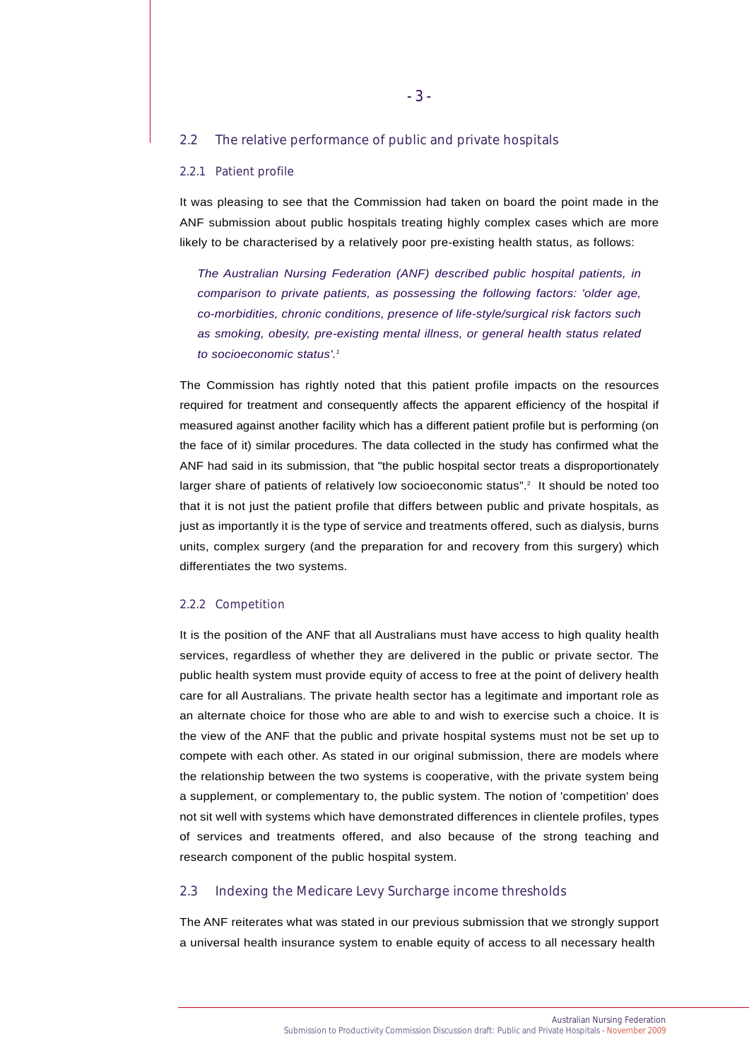## 2.2 The relative performance of public and private hospitals

### 2.2.1 Patient profile

It was pleasing to see that the Commission had taken on board the point made in the ANF submission about public hospitals treating highly complex cases which are more likely to be characterised by a relatively poor pre-existing health status, as follows:

> *The Australian Nursing Federation (ANF) described public hospital patients, in comparison to private patients, as possessing the following factors: 'older age, co-morbidities, chronic conditions, presence of life-style/surgical risk factors such as smoking, obesity, pre-existing mental illness, or general health status related to socioeconomic status'.*[1]

The Commission has rightly noted that this patient profile impacts on the resources required for treatment and consequently affects the apparent efficiency of the hospital if measured against another facility which has a different patient profile but is performing (on the face of it) similar procedures. The data collected in the study has confirmed what the ANF had said in its submission, that "the public hospital sector treats a disproportionately larger share of patients of relatively low socioeconomic status".[2] It should be noted too that it is not just the patient profile that differs between public and private hospitals, as just as importantly it is the type of service and treatments offered, such as dialysis, burns units, complex surgery (and the preparation for and recovery from this surgery) which differentiates the two systems.

### 2.2.2 Competition

It is the position of the ANF that all Australians must have access to high quality health services, regardless of whether they are delivered in the public or private sector. The public health system must provide equity of access to free at the point of delivery health care for all Australians. The private health sector has a legitimate and important role as an alternate choice for those who are able to and wish to exercise such a choice. It is the view of the ANF that the public and private hospital systems must not be set up to compete with each other. As stated in our original submission, there are models where the relationship between the two systems is cooperative, with the private system being a supplement, or complementary to, the public system. The notion of 'competition' does not sit well with systems which have demonstrated differences in clientele profiles, types of services and treatments offered, and also because of the strong teaching and research component of the public hospital system.

## 2.3 Indexing the Medicare Levy Surcharge income thresholds

The ANF reiterates what was stated in our previous submission that we strongly support a universal health insurance system to enable equity of access to all necessary health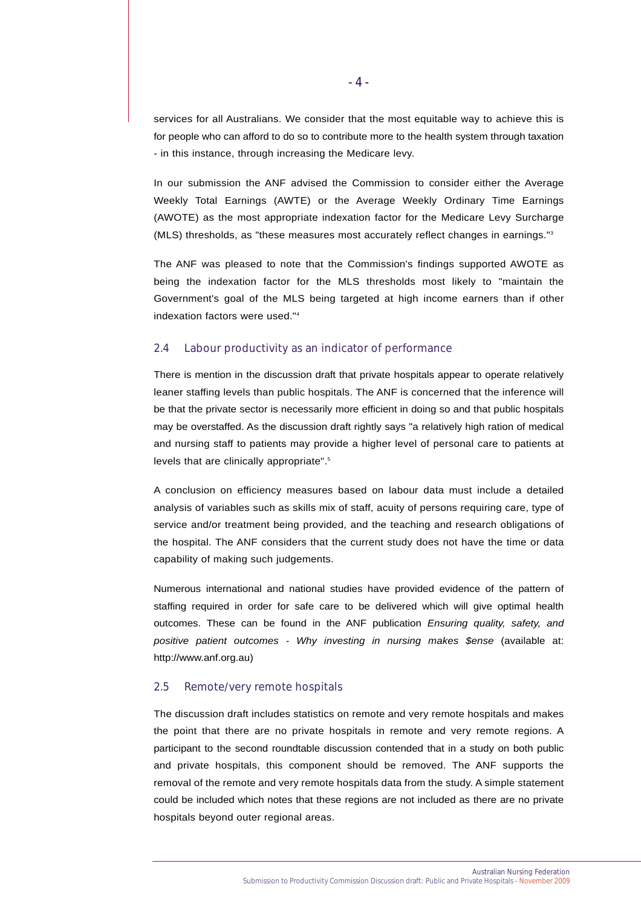services for all Australians. We consider that the most equitable way to achieve this is for people who can afford to do so to contribute more to the health system through taxation - in this instance, through increasing the Medicare levy.

In our submission the ANF advised the Commission to consider either the Average Weekly Total Earnings (AWTE) or the Average Weekly Ordinary Time Earnings (AWOTE) as the most appropriate indexation factor for the Medicare Levy Surcharge (MLS) thresholds, as "these measures most accurately reflect changes in earnings."[3]

The ANF was pleased to note that the Commission's findings supported AWOTE as being the indexation factor for the MLS thresholds most likely to "maintain the Government's goal of the MLS being targeted at high income earners than if other indexation factors were used."[4]

## 2.4 Labour productivity as an indicator of performance

There is mention in the discussion draft that private hospitals appear to operate relatively leaner staffing levels than public hospitals. The ANF is concerned that the inference will be that the private sector is necessarily more efficient in doing so and that public hospitals may be overstaffed. As the discussion draft rightly says "a relatively high ration of medical and nursing staff to patients may provide a higher level of personal care to patients at levels that are clinically appropriate".[5]

A conclusion on efficiency measures based on labour data must include a detailed analysis of variables such as skills mix of staff, acuity of persons requiring care, type of service and/or treatment being provided, and the teaching and research obligations of the hospital. The ANF considers that the current study does not have the time or data capability of making such judgements.

Numerous international and national studies have provided evidence of the pattern of staffing required in order for safe care to be delivered which will give optimal health outcomes. These can be found in the ANF publication *Ensuring quality, safety, and positive patient outcomes - Why investing in nursing makes $ense* (available at: http://www.anf.org.au)

## 2.5 Remote/very remote hospitals

The discussion draft includes statistics on remote and very remote hospitals and makes the point that there are no private hospitals in remote and very remote regions. A participant to the second roundtable discussion contended that in a study on both public and private hospitals, this component should be removed. The ANF supports the removal of the remote and very remote hospitals data from the study. A simple statement could be included which notes that these regions are not included as there are no private hospitals beyond outer regional areas.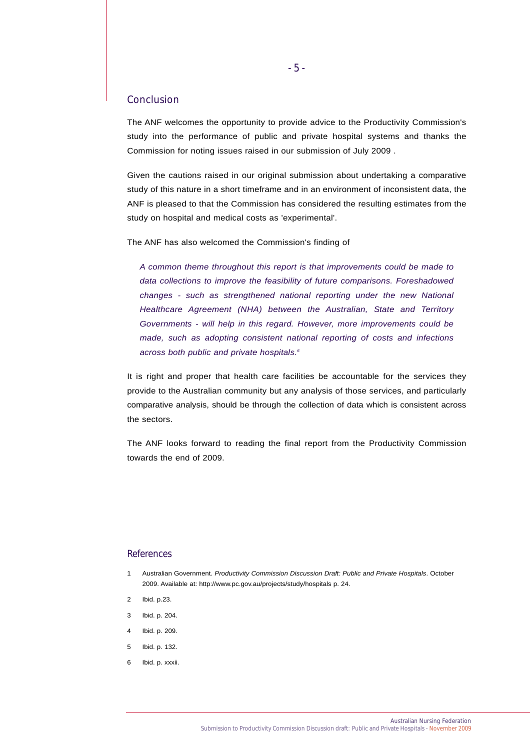## Conclusion

The ANF welcomes the opportunity to provide advice to the Productivity Commission's study into the performance of public and private hospital systems and thanks the Commission for noting issues raised in our submission of July 2009 .

Given the cautions raised in our original submission about undertaking a comparative study of this nature in a short timeframe and in an environment of inconsistent data, the ANF is pleased to that the Commission has considered the resulting estimates from the study on hospital and medical costs as 'experimental'.

The ANF has also welcomed the Commission's finding of

> *A common theme throughout this report is that improvements could be made to data collections to improve the feasibility of future comparisons. Foreshadowed changes - such as strengthened national reporting under the new National Healthcare Agreement (NHA) between the Australian, State and Territory Governments - will help in this regard. However, more improvements could be made, such as adopting consistent national reporting of costs and infections across both public and private hospitals.*[6]

It is right and proper that health care facilities be accountable for the services they provide to the Australian community but any analysis of those services, and particularly comparative analysis, should be through the collection of data which is consistent across the sectors.

The ANF looks forward to reading the final report from the Productivity Commission towards the end of 2009.

## References

1. Australian Government. *Productivity Commission Discussion Draft: Public and Private Hospitals*. October 2009. Available at: http://www.pc.gov.au/projects/study/hospitals p. 24.
2. Ibid. p.23.
3. Ibid. p. 204.
4. Ibid. p. 209.
5. Ibid. p. 132.
6. Ibid. p. xxxii.